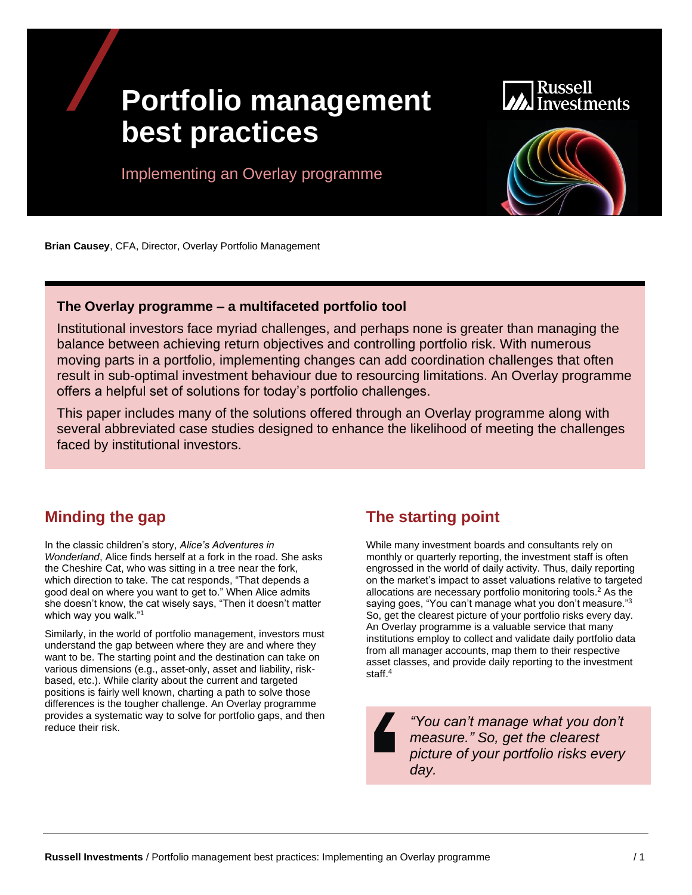# Portfolio management best practices

Implementing an Overlay programme

**Brian Causey**, CFA, Director, Overlay Portfolio Management

### The Overlay programme – a multifaceted portfolio tool

Institutional investors face myriad challenges, and perhaps none is greater than managing the balance between achieving return objectives and controlling portfolio risk. With numerous moving parts in a portfolio, implementing changes can add coordination challenges that often result in sub-optimal investment behaviour due to resourcing limitations. An Overlay programme offers a helpful set of solutions for today's portfolio challenges.

This paper includes many of the solutions offered through an Overlay programme along with several abbreviated case studies designed to enhance the likelihood of meeting the challenges faced by institutional investors.

## Minding the gap

In the classic children's story, *Alice's Adventures in Wonderland*, Alice finds herself at a fork in the road. She asks the Cheshire Cat, who was sitting in a tree near the fork, which direction to take. The cat responds, "That depends a good deal on where you want to get to." When Alice admits she doesn't know, the cat wisely says, "Then it doesn't matter which way you walk."[1]

Similarly, in the world of portfolio management, investors must understand the gap between where they are and where they want to be. The starting point and the destination can take on various dimensions (e.g., asset-only, asset and liability, risk-based, etc.). While clarity about the current and targeted positions is fairly well known, charting a path to solve those differences is the tougher challenge. An Overlay programme provides a systematic way to solve for portfolio gaps, and then reduce their risk.

## The starting point

While many investment boards and consultants rely on monthly or quarterly reporting, the investment staff is often engrossed in the world of daily activity. Thus, daily reporting on the market's impact to asset valuations relative to targeted allocations are necessary portfolio monitoring tools.[2] As the saying goes, "You can't manage what you don't measure."[3] So, get the clearest picture of your portfolio risks every day. An Overlay programme is a valuable service that many institutions employ to collect and validate daily portfolio data from all manager accounts, map them to their respective asset classes, and provide daily reporting to the investment staff.[4]

> *"You can't manage what you don't measure." So, get the clearest picture of your portfolio risks every day.*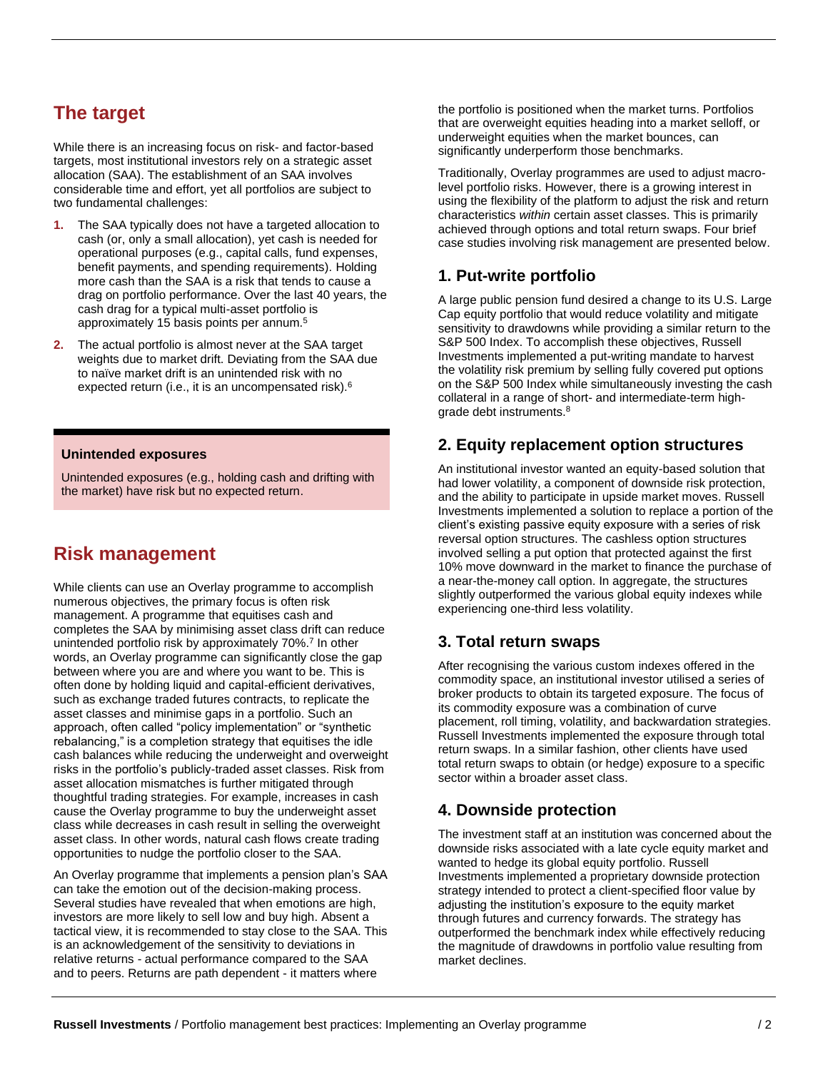## The target

While there is an increasing focus on risk- and factor-based targets, most institutional investors rely on a strategic asset allocation (SAA). The establishment of an SAA involves considerable time and effort, yet all portfolios are subject to two fundamental challenges:

1. The SAA typically does not have a targeted allocation to cash (or, only a small allocation), yet cash is needed for operational purposes (e.g., capital calls, fund expenses, benefit payments, and spending requirements). Holding more cash than the SAA is a risk that tends to cause a drag on portfolio performance. Over the last 40 years, the cash drag for a typical multi-asset portfolio is approximately 15 basis points per annum.[5]
2. The actual portfolio is almost never at the SAA target weights due to market drift. Deviating from the SAA due to naïve market drift is an unintended risk with no expected return (i.e., it is an uncompensated risk).[6]

**Unintended exposures**

Unintended exposures (e.g., holding cash and drifting with the market) have risk but no expected return.

## Risk management

While clients can use an Overlay programme to accomplish numerous objectives, the primary focus is often risk management. A programme that equitises cash and completes the SAA by minimising asset class drift can reduce unintended portfolio risk by approximately 70%.[7] In other words, an Overlay programme can significantly close the gap between where you are and where you want to be. This is often done by holding liquid and capital-efficient derivatives, such as exchange traded futures contracts, to replicate the asset classes and minimise gaps in a portfolio. Such an approach, often called "policy implementation" or "synthetic rebalancing," is a completion strategy that equitises the idle cash balances while reducing the underweight and overweight risks in the portfolio's publicly-traded asset classes. Risk from asset allocation mismatches is further mitigated through thoughtful trading strategies. For example, increases in cash cause the Overlay programme to buy the underweight asset class while decreases in cash result in selling the overweight asset class. In other words, natural cash flows create trading opportunities to nudge the portfolio closer to the SAA.

An Overlay programme that implements a pension plan's SAA can take the emotion out of the decision-making process. Several studies have revealed that when emotions are high, investors are more likely to sell low and buy high. Absent a tactical view, it is recommended to stay close to the SAA. This is an acknowledgement of the sensitivity to deviations in relative returns - actual performance compared to the SAA and to peers. Returns are path dependent - it matters where the portfolio is positioned when the market turns. Portfolios that are overweight equities heading into a market selloff, or underweight equities when the market bounces, can significantly underperform those benchmarks.

Traditionally, Overlay programmes are used to adjust macro-level portfolio risks. However, there is a growing interest in using the flexibility of the platform to adjust the risk and return characteristics *within* certain asset classes. This is primarily achieved through options and total return swaps. Four brief case studies involving risk management are presented below.

### 1. Put-write portfolio

A large public pension fund desired a change to its U.S. Large Cap equity portfolio that would reduce volatility and mitigate sensitivity to drawdowns while providing a similar return to the S&P 500 Index. To accomplish these objectives, Russell Investments implemented a put-writing mandate to harvest the volatility risk premium by selling fully covered put options on the S&P 500 Index while simultaneously investing the cash collateral in a range of short- and intermediate-term high-grade debt instruments.[8]

### 2. Equity replacement option structures

An institutional investor wanted an equity-based solution that had lower volatility, a component of downside risk protection, and the ability to participate in upside market moves. Russell Investments implemented a solution to replace a portion of the client's existing passive equity exposure with a series of risk reversal option structures. The cashless option structures involved selling a put option that protected against the first 10% move downward in the market to finance the purchase of a near-the-money call option. In aggregate, the structures slightly outperformed the various global equity indexes while experiencing one-third less volatility.

### 3. Total return swaps

After recognising the various custom indexes offered in the commodity space, an institutional investor utilised a series of broker products to obtain its targeted exposure. The focus of its commodity exposure was a combination of curve placement, roll timing, volatility, and backwardation strategies. Russell Investments implemented the exposure through total return swaps. In a similar fashion, other clients have used total return swaps to obtain (or hedge) exposure to a specific sector within a broader asset class.

### 4. Downside protection

The investment staff at an institution was concerned about the downside risks associated with a late cycle equity market and wanted to hedge its global equity portfolio. Russell Investments implemented a proprietary downside protection strategy intended to protect a client-specified floor value by adjusting the institution's exposure to the equity market through futures and currency forwards. The strategy has outperformed the benchmark index while effectively reducing the magnitude of drawdowns in portfolio value resulting from market declines.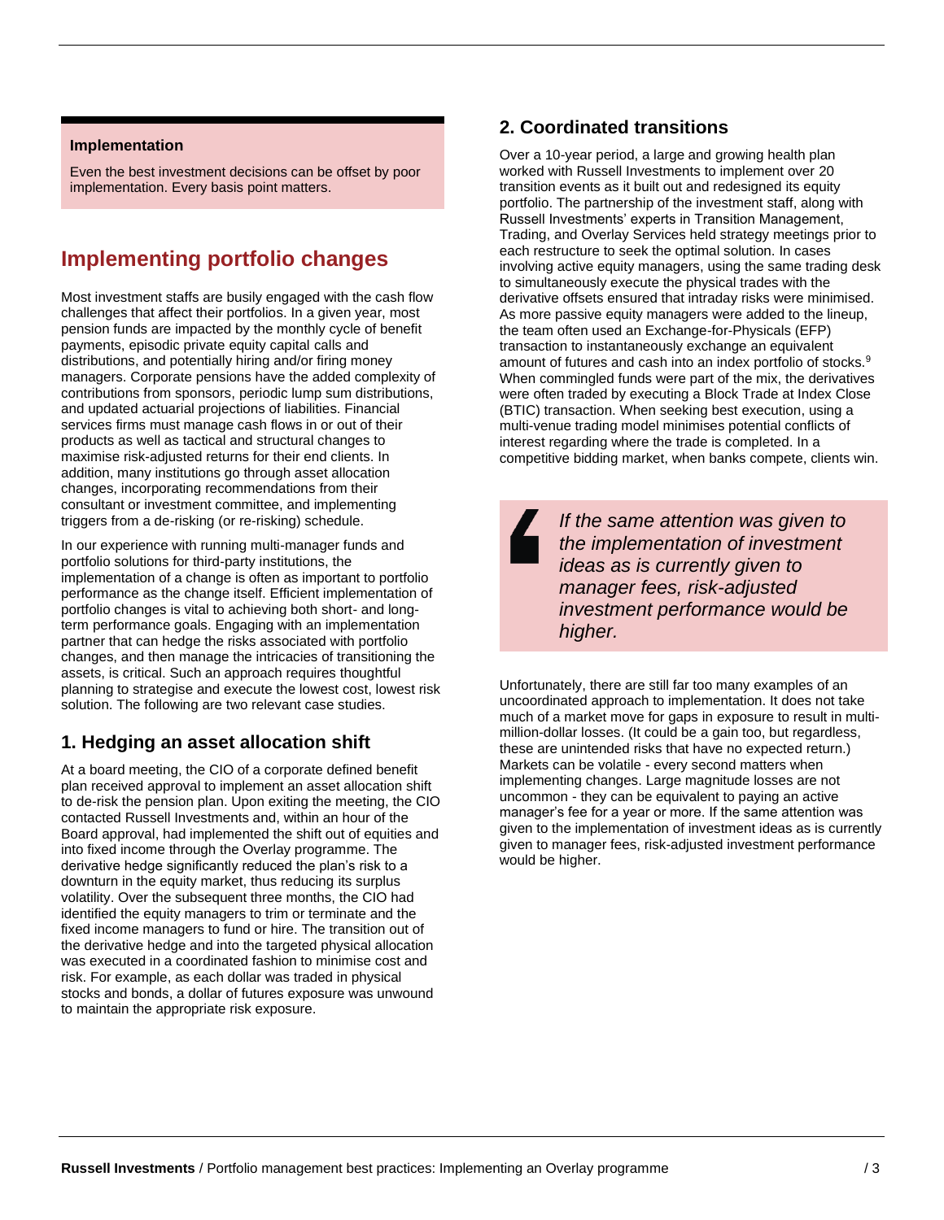**Implementation**

Even the best investment decisions can be offset by poor implementation. Every basis point matters.

## Implementing portfolio changes

Most investment staffs are busily engaged with the cash flow challenges that affect their portfolios. In a given year, most pension funds are impacted by the monthly cycle of benefit payments, episodic private equity capital calls and distributions, and potentially hiring and/or firing money managers. Corporate pensions have the added complexity of contributions from sponsors, periodic lump sum distributions, and updated actuarial projections of liabilities. Financial services firms must manage cash flows in or out of their products as well as tactical and structural changes to maximise risk-adjusted returns for their end clients. In addition, many institutions go through asset allocation changes, incorporating recommendations from their consultant or investment committee, and implementing triggers from a de-risking (or re-risking) schedule.

In our experience with running multi-manager funds and portfolio solutions for third-party institutions, the implementation of a change is often as important to portfolio performance as the change itself. Efficient implementation of portfolio changes is vital to achieving both short- and long-term performance goals. Engaging with an implementation partner that can hedge the risks associated with portfolio changes, and then manage the intricacies of transitioning the assets, is critical. Such an approach requires thoughtful planning to strategise and execute the lowest cost, lowest risk solution. The following are two relevant case studies.

### 1. Hedging an asset allocation shift

At a board meeting, the CIO of a corporate defined benefit plan received approval to implement an asset allocation shift to de-risk the pension plan. Upon exiting the meeting, the CIO contacted Russell Investments and, within an hour of the Board approval, had implemented the shift out of equities and into fixed income through the Overlay programme. The derivative hedge significantly reduced the plan's risk to a downturn in the equity market, thus reducing its surplus volatility. Over the subsequent three months, the CIO had identified the equity managers to trim or terminate and the fixed income managers to fund or hire. The transition out of the derivative hedge and into the targeted physical allocation was executed in a coordinated fashion to minimise cost and risk. For example, as each dollar was traded in physical stocks and bonds, a dollar of futures exposure was unwound to maintain the appropriate risk exposure.

### 2. Coordinated transitions

Over a 10-year period, a large and growing health plan worked with Russell Investments to implement over 20 transition events as it built out and redesigned its equity portfolio. The partnership of the investment staff, along with Russell Investments' experts in Transition Management, Trading, and Overlay Services held strategy meetings prior to each restructure to seek the optimal solution. In cases involving active equity managers, using the same trading desk to simultaneously execute the physical trades with the derivative offsets ensured that intraday risks were minimised. As more passive equity managers were added to the lineup, the team often used an Exchange-for-Physicals (EFP) transaction to instantaneously exchange an equivalent amount of futures and cash into an index portfolio of stocks.[9] When commingled funds were part of the mix, the derivatives were often traded by executing a Block Trade at Index Close (BTIC) transaction. When seeking best execution, using a multi-venue trading model minimises potential conflicts of interest regarding where the trade is completed. In a competitive bidding market, when banks compete, clients win.

> *If the same attention was given to the implementation of investment ideas as is currently given to manager fees, risk-adjusted investment performance would be higher.*

Unfortunately, there are still far too many examples of an uncoordinated approach to implementation. It does not take much of a market move for gaps in exposure to result in multi-million-dollar losses. (It could be a gain too, but regardless, these are unintended risks that have no expected return.) Markets can be volatile - every second matters when implementing changes. Large magnitude losses are not uncommon - they can be equivalent to paying an active manager's fee for a year or more. If the same attention was given to the implementation of investment ideas as is currently given to manager fees, risk-adjusted investment performance would be higher.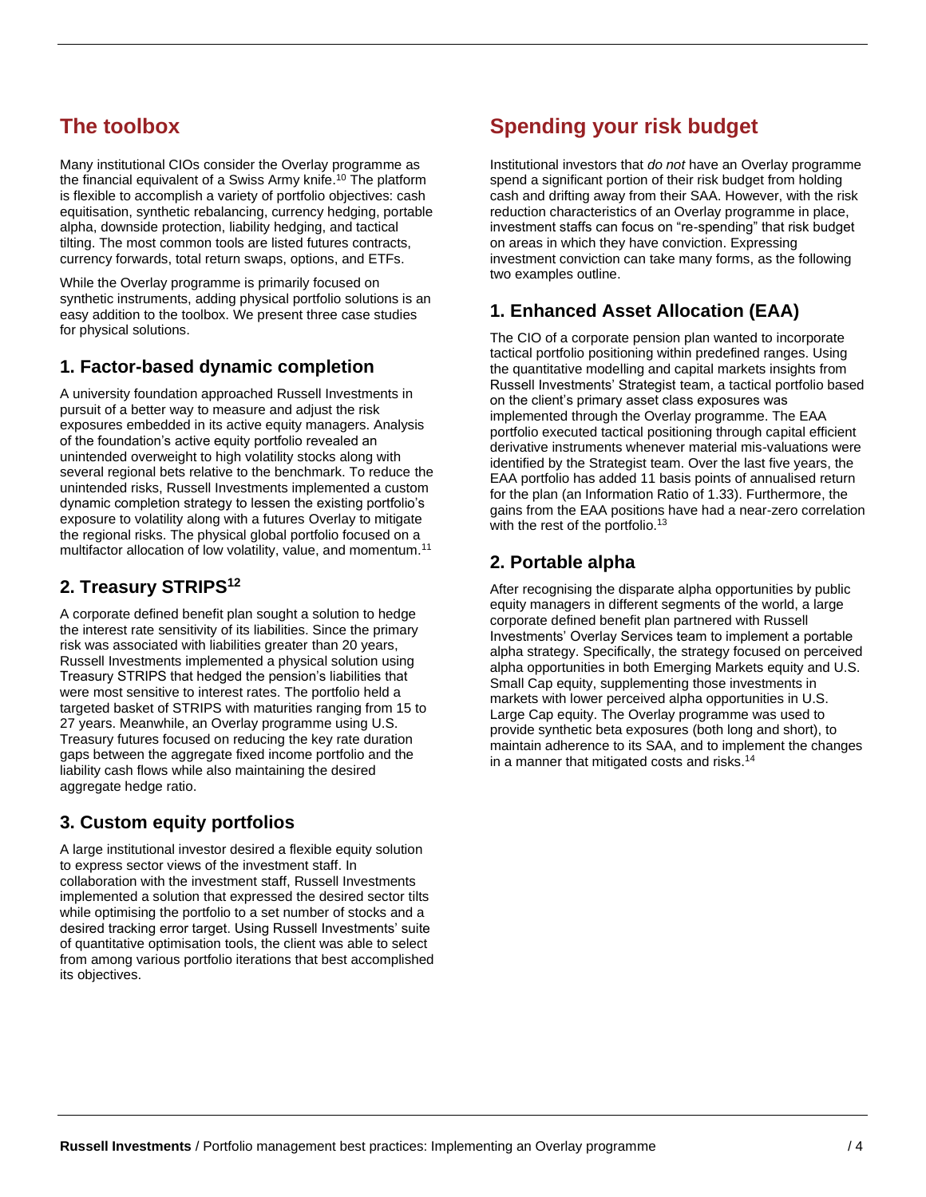## The toolbox

Many institutional CIOs consider the Overlay programme as the financial equivalent of a Swiss Army knife.[10] The platform is flexible to accomplish a variety of portfolio objectives: cash equitisation, synthetic rebalancing, currency hedging, portable alpha, downside protection, liability hedging, and tactical tilting. The most common tools are listed futures contracts, currency forwards, total return swaps, options, and ETFs.

While the Overlay programme is primarily focused on synthetic instruments, adding physical portfolio solutions is an easy addition to the toolbox. We present three case studies for physical solutions.

### 1. Factor-based dynamic completion

A university foundation approached Russell Investments in pursuit of a better way to measure and adjust the risk exposures embedded in its active equity managers. Analysis of the foundation's active equity portfolio revealed an unintended overweight to high volatility stocks along with several regional bets relative to the benchmark. To reduce the unintended risks, Russell Investments implemented a custom dynamic completion strategy to lessen the existing portfolio's exposure to volatility along with a futures Overlay to mitigate the regional risks. The physical global portfolio focused on a multifactor allocation of low volatility, value, and momentum.[11]

### 2. Treasury STRIPS[12]

A corporate defined benefit plan sought a solution to hedge the interest rate sensitivity of its liabilities. Since the primary risk was associated with liabilities greater than 20 years, Russell Investments implemented a physical solution using Treasury STRIPS that hedged the pension's liabilities that were most sensitive to interest rates. The portfolio held a targeted basket of STRIPS with maturities ranging from 15 to 27 years. Meanwhile, an Overlay programme using U.S. Treasury futures focused on reducing the key rate duration gaps between the aggregate fixed income portfolio and the liability cash flows while also maintaining the desired aggregate hedge ratio.

### 3. Custom equity portfolios

A large institutional investor desired a flexible equity solution to express sector views of the investment staff. In collaboration with the investment staff, Russell Investments implemented a solution that expressed the desired sector tilts while optimising the portfolio to a set number of stocks and a desired tracking error target. Using Russell Investments' suite of quantitative optimisation tools, the client was able to select from among various portfolio iterations that best accomplished its objectives.

## Spending your risk budget

Institutional investors that *do not* have an Overlay programme spend a significant portion of their risk budget from holding cash and drifting away from their SAA. However, with the risk reduction characteristics of an Overlay programme in place, investment staffs can focus on "re-spending" that risk budget on areas in which they have conviction. Expressing investment conviction can take many forms, as the following two examples outline.

### 1. Enhanced Asset Allocation (EAA)

The CIO of a corporate pension plan wanted to incorporate tactical portfolio positioning within predefined ranges. Using the quantitative modelling and capital markets insights from Russell Investments' Strategist team, a tactical portfolio based on the client's primary asset class exposures was implemented through the Overlay programme. The EAA portfolio executed tactical positioning through capital efficient derivative instruments whenever material mis-valuations were identified by the Strategist team. Over the last five years, the EAA portfolio has added 11 basis points of annualised return for the plan (an Information Ratio of 1.33). Furthermore, the gains from the EAA positions have had a near-zero correlation with the rest of the portfolio.[13]

### 2. Portable alpha

After recognising the disparate alpha opportunities by public equity managers in different segments of the world, a large corporate defined benefit plan partnered with Russell Investments' Overlay Services team to implement a portable alpha strategy. Specifically, the strategy focused on perceived alpha opportunities in both Emerging Markets equity and U.S. Small Cap equity, supplementing those investments in markets with lower perceived alpha opportunities in U.S. Large Cap equity. The Overlay programme was used to provide synthetic beta exposures (both long and short), to maintain adherence to its SAA, and to implement the changes in a manner that mitigated costs and risks.[14]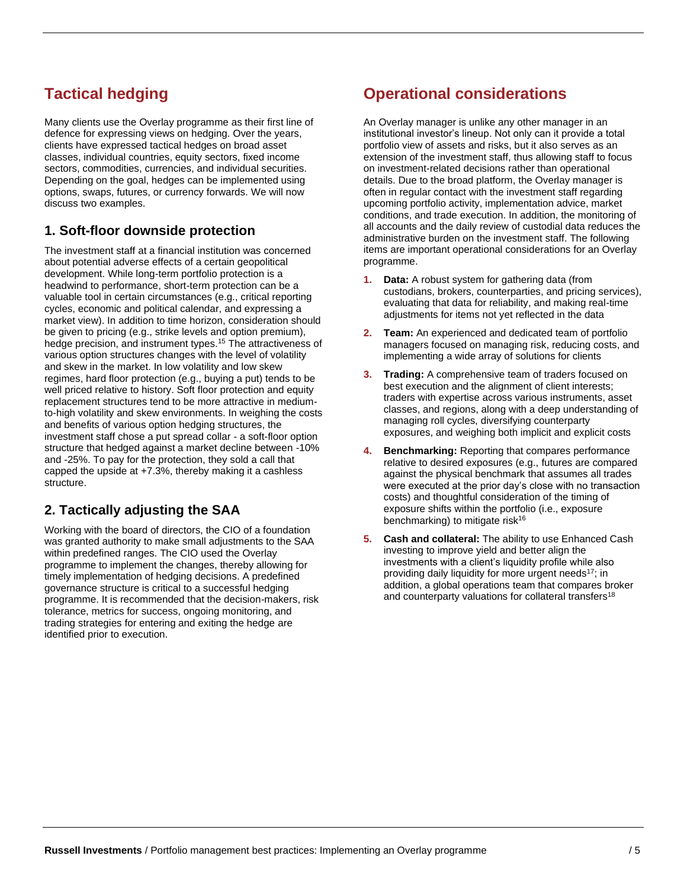## Tactical hedging

Many clients use the Overlay programme as their first line of defence for expressing views on hedging. Over the years, clients have expressed tactical hedges on broad asset classes, individual countries, equity sectors, fixed income sectors, commodities, currencies, and individual securities. Depending on the goal, hedges can be implemented using options, swaps, futures, or currency forwards. We will now discuss two examples.

### 1. Soft-floor downside protection

The investment staff at a financial institution was concerned about potential adverse effects of a certain geopolitical development. While long-term portfolio protection is a headwind to performance, short-term protection can be a valuable tool in certain circumstances (e.g., critical reporting cycles, economic and political calendar, and expressing a market view). In addition to time horizon, consideration should be given to pricing (e.g., strike levels and option premium), hedge precision, and instrument types.[15] The attractiveness of various option structures changes with the level of volatility and skew in the market. In low volatility and low skew regimes, hard floor protection (e.g., buying a put) tends to be well priced relative to history. Soft floor protection and equity replacement structures tend to be more attractive in medium-to-high volatility and skew environments. In weighing the costs and benefits of various option hedging structures, the investment staff chose a put spread collar - a soft-floor option structure that hedged against a market decline between -10% and -25%. To pay for the protection, they sold a call that capped the upside at +7.3%, thereby making it a cashless structure.

### 2. Tactically adjusting the SAA

Working with the board of directors, the CIO of a foundation was granted authority to make small adjustments to the SAA within predefined ranges. The CIO used the Overlay programme to implement the changes, thereby allowing for timely implementation of hedging decisions. A predefined governance structure is critical to a successful hedging programme. It is recommended that the decision-makers, risk tolerance, metrics for success, ongoing monitoring, and trading strategies for entering and exiting the hedge are identified prior to execution.

## Operational considerations

An Overlay manager is unlike any other manager in an institutional investor's lineup. Not only can it provide a total portfolio view of assets and risks, but it also serves as an extension of the investment staff, thus allowing staff to focus on investment-related decisions rather than operational details. Due to the broad platform, the Overlay manager is often in regular contact with the investment staff regarding upcoming portfolio activity, implementation advice, market conditions, and trade execution. In addition, the monitoring of all accounts and the daily review of custodial data reduces the administrative burden on the investment staff. The following items are important operational considerations for an Overlay programme.

1. **Data:** A robust system for gathering data (from custodians, brokers, counterparties, and pricing services), evaluating that data for reliability, and making real-time adjustments for items not yet reflected in the data
2. **Team:** An experienced and dedicated team of portfolio managers focused on managing risk, reducing costs, and implementing a wide array of solutions for clients
3. **Trading:** A comprehensive team of traders focused on best execution and the alignment of client interests; traders with expertise across various instruments, asset classes, and regions, along with a deep understanding of managing roll cycles, diversifying counterparty exposures, and weighing both implicit and explicit costs
4. **Benchmarking:** Reporting that compares performance relative to desired exposures (e.g., futures are compared against the physical benchmark that assumes all trades were executed at the prior day's close with no transaction costs) and thoughtful consideration of the timing of exposure shifts within the portfolio (i.e., exposure benchmarking) to mitigate risk[16]
5. **Cash and collateral:** The ability to use Enhanced Cash investing to improve yield and better align the investments with a client's liquidity profile while also providing daily liquidity for more urgent needs[17]; in addition, a global operations team that compares broker and counterparty valuations for collateral transfers[18]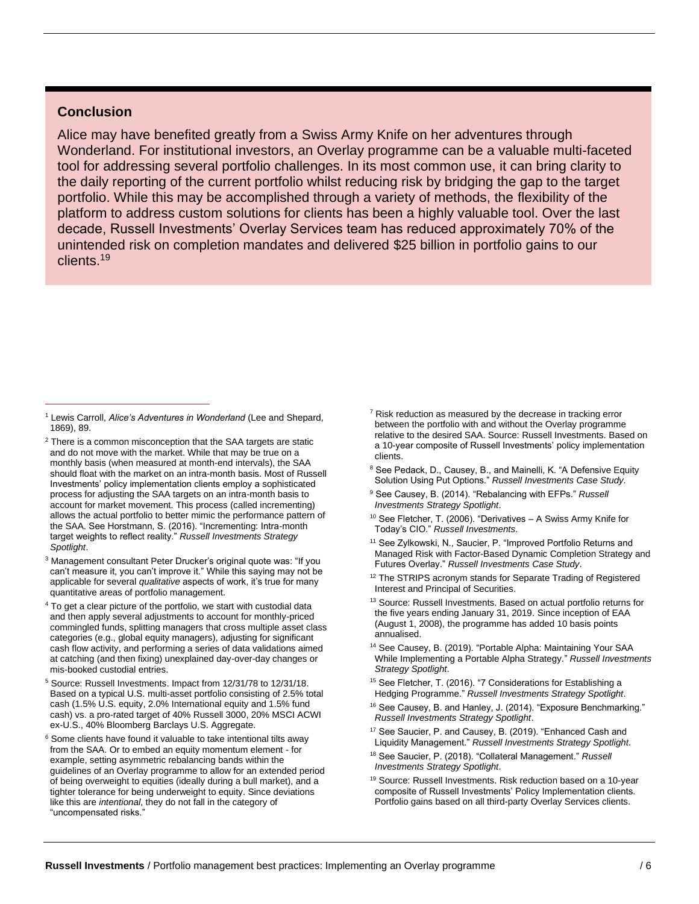## Conclusion

Alice may have benefited greatly from a Swiss Army Knife on her adventures through Wonderland. For institutional investors, an Overlay programme can be a valuable multi-faceted tool for addressing several portfolio challenges. In its most common use, it can bring clarity to the daily reporting of the current portfolio whilst reducing risk by bridging the gap to the target portfolio. While this may be accomplished through a variety of methods, the flexibility of the platform to address custom solutions for clients has been a highly valuable tool. Over the last decade, Russell Investments' Overlay Services team has reduced approximately 70% of the unintended risk on completion mandates and delivered $25 billion in portfolio gains to our clients.[19]

---

[1] Lewis Carroll, *Alice's Adventures in Wonderland* (Lee and Shepard, 1869), 89.

[2] There is a common misconception that the SAA targets are static and do not move with the market. While that may be true on a monthly basis (when measured at month-end intervals), the SAA should float with the market on an intra-month basis. Most of Russell Investments' policy implementation clients employ a sophisticated process for adjusting the SAA targets on an intra-month basis to account for market movement. This process (called incrementing) allows the actual portfolio to better mimic the performance pattern of the SAA. See Horstmann, S. (2016). "Incrementing: Intra-month target weights to reflect reality." *Russell Investments Strategy Spotlight*.

[3] Management consultant Peter Drucker's original quote was: "If you can't measure it, you can't improve it." While this saying may not be applicable for several *qualitative* aspects of work, it's true for many quantitative areas of portfolio management.

[4] To get a clear picture of the portfolio, we start with custodial data and then apply several adjustments to account for monthly-priced commingled funds, splitting managers that cross multiple asset class categories (e.g., global equity managers), adjusting for significant cash flow activity, and performing a series of data validations aimed at catching (and then fixing) unexplained day-over-day changes or mis-booked custodial entries.

[5] Source: Russell Investments. Impact from 12/31/78 to 12/31/18. Based on a typical U.S. multi-asset portfolio consisting of 2.5% total cash (1.5% U.S. equity, 2.0% International equity and 1.5% fund cash) vs. a pro-rated target of 40% Russell 3000, 20% MSCI ACWI ex-U.S., 40% Bloomberg Barclays U.S. Aggregate.

[6] Some clients have found it valuable to take intentional tilts away from the SAA. Or to embed an equity momentum element - for example, setting asymmetric rebalancing bands within the guidelines of an Overlay programme to allow for an extended period of being overweight to equities (ideally during a bull market), and a tighter tolerance for being underweight to equity. Since deviations like this are *intentional*, they do not fall in the category of "uncompensated risks."

[7] Risk reduction as measured by the decrease in tracking error between the portfolio with and without the Overlay programme relative to the desired SAA. Source: Russell Investments. Based on a 10-year composite of Russell Investments' policy implementation clients.

[8] See Pedack, D., Causey, B., and Mainelli, K. "A Defensive Equity Solution Using Put Options." *Russell Investments Case Study*.

[9] See Causey, B. (2014). "Rebalancing with EFPs." *Russell Investments Strategy Spotlight*.

[10] See Fletcher, T. (2006). "Derivatives – A Swiss Army Knife for Today's CIO." *Russell Investments*.

[11] See Zylkowski, N., Saucier, P. "Improved Portfolio Returns and Managed Risk with Factor-Based Dynamic Completion Strategy and Futures Overlay." *Russell Investments Case Study*.

[12] The STRIPS acronym stands for Separate Trading of Registered Interest and Principal of Securities.

[13] Source: Russell Investments. Based on actual portfolio returns for the five years ending January 31, 2019. Since inception of EAA (August 1, 2008), the programme has added 10 basis points annualised.

[14] See Causey, B. (2019). "Portable Alpha: Maintaining Your SAA While Implementing a Portable Alpha Strategy." *Russell Investments Strategy Spotlight.*

[15] See Fletcher, T. (2016). "7 Considerations for Establishing a Hedging Programme." *Russell Investments Strategy Spotlight*.

[16] See Causey, B. and Hanley, J. (2014). "Exposure Benchmarking." *Russell Investments Strategy Spotlight*.

[17] See Saucier, P. and Causey, B. (2019). "Enhanced Cash and Liquidity Management." *Russell Investments Strategy Spotlight*.

[18] See Saucier, P. (2018). "Collateral Management." *Russell Investments Strategy Spotlight*.

[19] Source: Russell Investments. Risk reduction based on a 10-year composite of Russell Investments' Policy Implementation clients. Portfolio gains based on all third-party Overlay Services clients.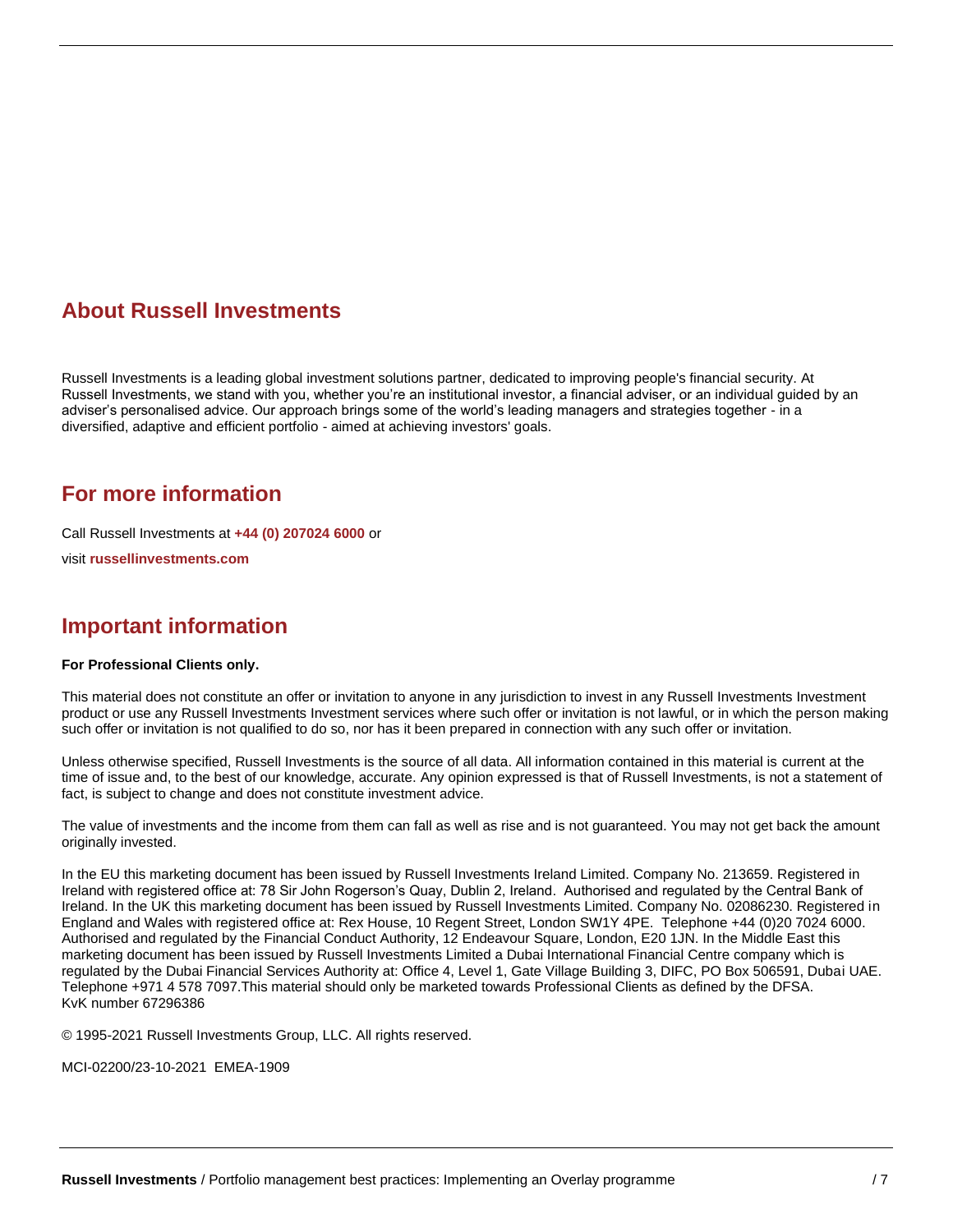## About Russell Investments

Russell Investments is a leading global investment solutions partner, dedicated to improving people's financial security. At Russell Investments, we stand with you, whether you're an institutional investor, a financial adviser, or an individual guided by an adviser's personalised advice. Our approach brings some of the world's leading managers and strategies together - in a diversified, adaptive and efficient portfolio - aimed at achieving investors' goals.

## For more information

Call Russell Investments at **+44 (0) 207024 6000** or

visit **russellinvestments.com**

## Important information

**For Professional Clients only.**

This material does not constitute an offer or invitation to anyone in any jurisdiction to invest in any Russell Investments Investment product or use any Russell Investments Investment services where such offer or invitation is not lawful, or in which the person making such offer or invitation is not qualified to do so, nor has it been prepared in connection with any such offer or invitation.

Unless otherwise specified, Russell Investments is the source of all data. All information contained in this material is current at the time of issue and, to the best of our knowledge, accurate. Any opinion expressed is that of Russell Investments, is not a statement of fact, is subject to change and does not constitute investment advice.

The value of investments and the income from them can fall as well as rise and is not guaranteed. You may not get back the amount originally invested.

In the EU this marketing document has been issued by Russell Investments Ireland Limited. Company No. 213659. Registered in Ireland with registered office at: 78 Sir John Rogerson's Quay, Dublin 2, Ireland. Authorised and regulated by the Central Bank of Ireland. In the UK this marketing document has been issued by Russell Investments Limited. Company No. 02086230. Registered in England and Wales with registered office at: Rex House, 10 Regent Street, London SW1Y 4PE. Telephone +44 (0)20 7024 6000. Authorised and regulated by the Financial Conduct Authority, 12 Endeavour Square, London, E20 1JN. In the Middle East this marketing document has been issued by Russell Investments Limited a Dubai International Financial Centre company which is regulated by the Dubai Financial Services Authority at: Office 4, Level 1, Gate Village Building 3, DIFC, PO Box 506591, Dubai UAE. Telephone +971 4 578 7097.This material should only be marketed towards Professional Clients as defined by the DFSA. KvK number 67296386

© 1995-2021 Russell Investments Group, LLC. All rights reserved.

MCI-02200/23-10-2021 EMEA-1909